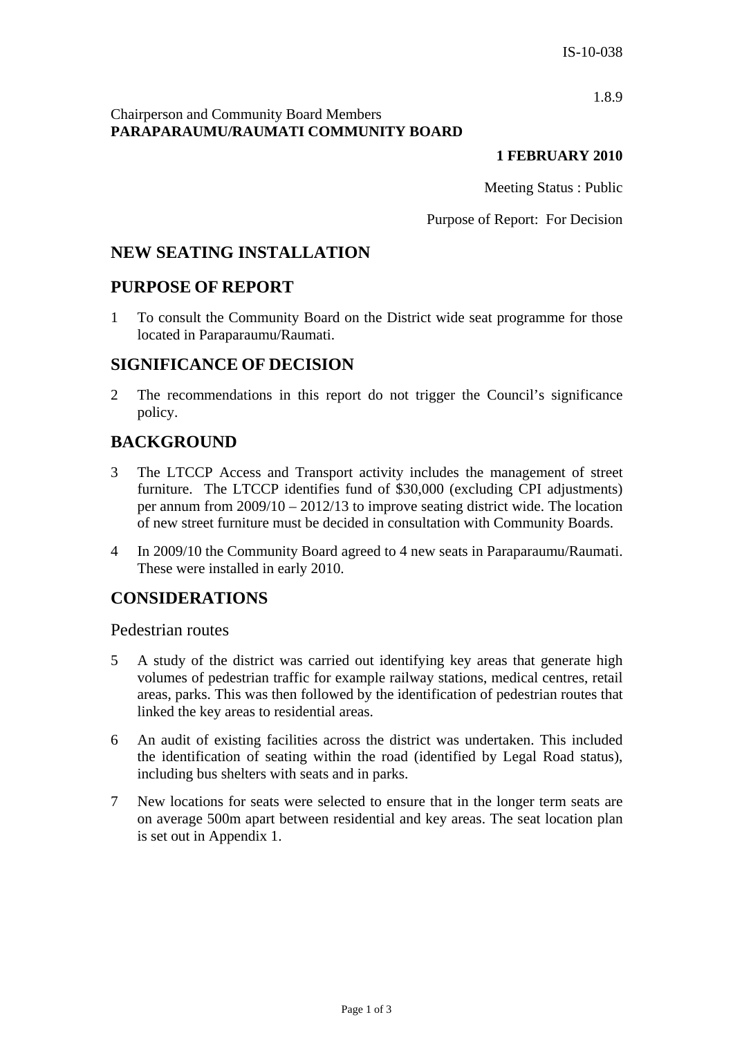IS-10-038

1.8.9

Chairperson and Community Board Members
**PARAPARAUMU/RAUMATI COMMUNITY BOARD**

**1 FEBRUARY 2010**

Meeting Status : Public

Purpose of Report: For Decision

## NEW SEATING INSTALLATION

## PURPOSE OF REPORT

1 To consult the Community Board on the District wide seat programme for those located in Paraparaumu/Raumati.

## SIGNIFICANCE OF DECISION

2 The recommendations in this report do not trigger the Council's significance policy.

## BACKGROUND

3 The LTCCP Access and Transport activity includes the management of street furniture. The LTCCP identifies fund of $30,000 (excluding CPI adjustments) per annum from 2009/10 – 2012/13 to improve seating district wide. The location of new street furniture must be decided in consultation with Community Boards.

4 In 2009/10 the Community Board agreed to 4 new seats in Paraparaumu/Raumati. These were installed in early 2010.

## CONSIDERATIONS

### Pedestrian routes

5 A study of the district was carried out identifying key areas that generate high volumes of pedestrian traffic for example railway stations, medical centres, retail areas, parks. This was then followed by the identification of pedestrian routes that linked the key areas to residential areas.

6 An audit of existing facilities across the district was undertaken. This included the identification of seating within the road (identified by Legal Road status), including bus shelters with seats and in parks.

7 New locations for seats were selected to ensure that in the longer term seats are on average 500m apart between residential and key areas. The seat location plan is set out in Appendix 1.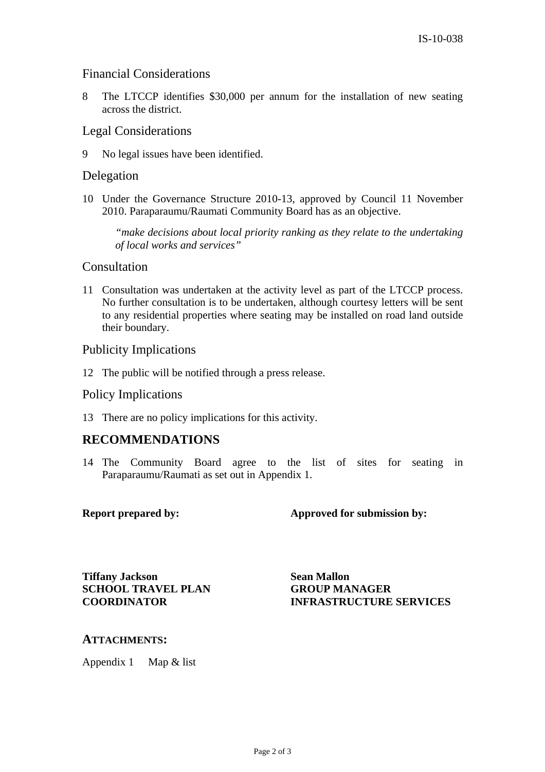## Financial Considerations

8 The LTCCP identifies $30,000 per annum for the installation of new seating across the district.

## Legal Considerations

9 No legal issues have been identified.

## Delegation

10 Under the Governance Structure 2010-13, approved by Council 11 November 2010. Paraparaumu/Raumati Community Board has as an objective.

> *"make decisions about local priority ranking as they relate to the undertaking of local works and services"*

## Consultation

11 Consultation was undertaken at the activity level as part of the LTCCP process. No further consultation is to be undertaken, although courtesy letters will be sent to any residential properties where seating may be installed on road land outside their boundary.

## Publicity Implications

12 The public will be notified through a press release.

## Policy Implications

13 There are no policy implications for this activity.

# RECOMMENDATIONS

14 The Community Board agree to the list of sites for seating in Paraparaumu/Raumati as set out in Appendix 1.

| **Report prepared by:** | **Approved for submission by:** |
|---|---|
| **Tiffany Jackson**<br>**SCHOOL TRAVEL PLAN COORDINATOR** | **Sean Mallon**<br>**GROUP MANAGER INFRASTRUCTURE SERVICES** |

**ATTACHMENTS:**

Appendix 1 Map & list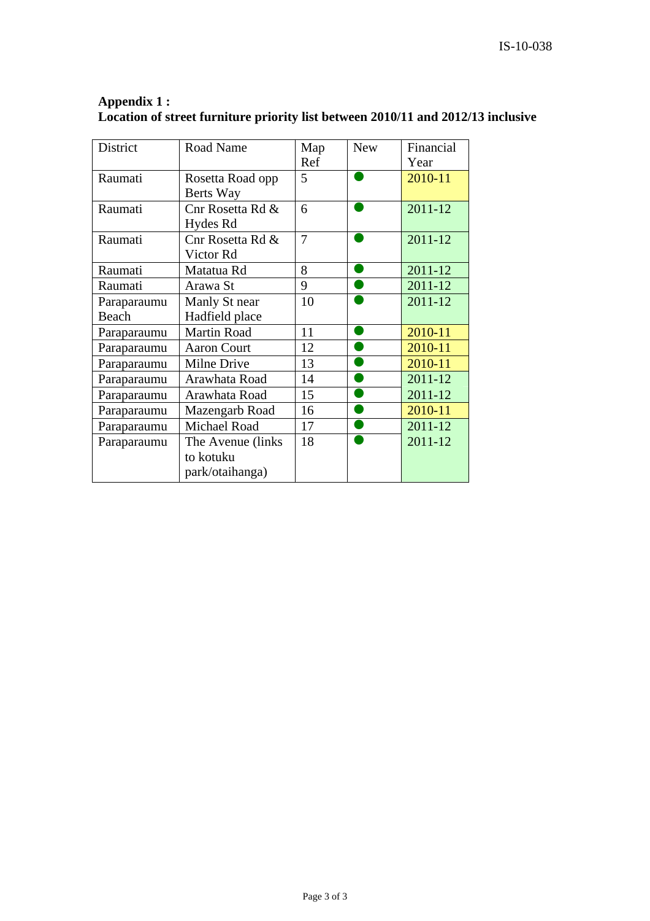**Appendix 1 :**
**Location of street furniture priority list between 2010/11 and 2012/13 inclusive**

| District | Road Name | Map Ref | New | Financial Year |
|---|---|---|---|---|
| Raumati | Rosetta Road opp Berts Way | 5 | ● | 2010-11 |
| Raumati | Cnr Rosetta Rd & Hydes Rd | 6 | ● | 2011-12 |
| Raumati | Cnr Rosetta Rd & Victor Rd | 7 | ● | 2011-12 |
| Raumati | Matatua Rd | 8 | ● | 2011-12 |
| Raumati | Arawa St | 9 | ● | 2011-12 |
| Paraparaumu Beach | Manly St near Hadfield place | 10 | ● | 2011-12 |
| Paraparaumu | Martin Road | 11 | ● | 2010-11 |
| Paraparaumu | Aaron Court | 12 | ● | 2010-11 |
| Paraparaumu | Milne Drive | 13 | ● | 2010-11 |
| Paraparaumu | Arawhata Road | 14 | ● | 2011-12 |
| Paraparaumu | Arawhata Road | 15 | ● | 2011-12 |
| Paraparaumu | Mazengarb Road | 16 | ● | 2010-11 |
| Paraparaumu | Michael Road | 17 | ● | 2011-12 |
| Paraparaumu | The Avenue (links to kotuku park/otaihanga) | 18 | ● | 2011-12 |